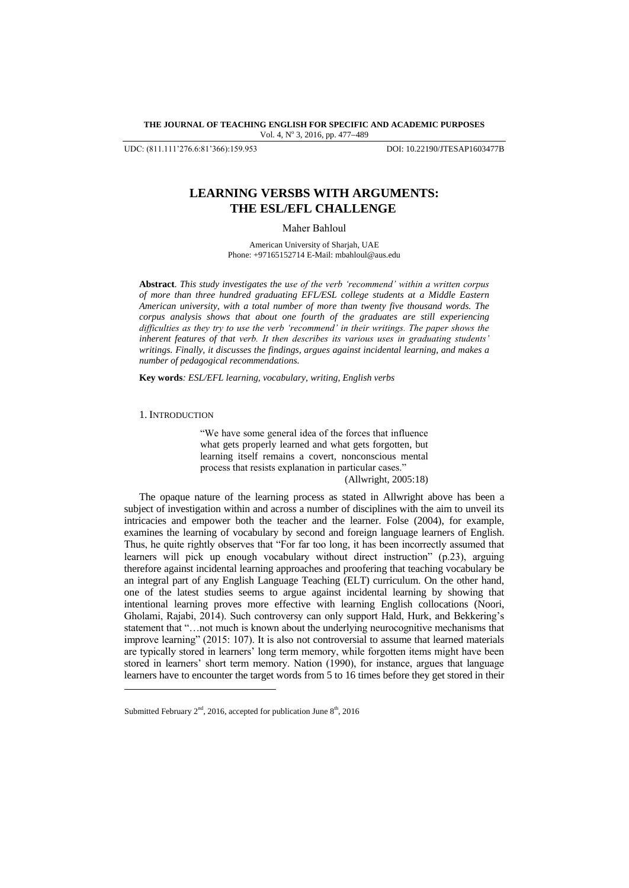UDC: (811.111'276.6:81'366):159.953 DOI: 10.22190/JTESAP1603477B

# LEARNING VERSBS WITH ARGUMENTS: THE ESL/EFL CHALLENGE

Maher Bahloul

American University of Sharjah, UAE
Phone: +97165152714 E-Mail: mbahloul@aus.edu

**Abstract**. *This study investigates the use of the verb 'recommend' within a written corpus of more than three hundred graduating EFL/ESL college students at a Middle Eastern American university, with a total number of more than twenty five thousand words. The corpus analysis shows that about one fourth of the graduates are still experiencing difficulties as they try to use the verb 'recommend' in their writings. The paper shows the inherent features of that verb. It then describes its various uses in graduating students' writings. Finally, it discusses the findings, argues against incidental learning, and makes a number of pedagogical recommendations.*

**Key words***: ESL/EFL learning, vocabulary, writing, English verbs*

## 1. INTRODUCTION

> "We have some general idea of the forces that influence what gets properly learned and what gets forgotten, but learning itself remains a covert, nonconscious mental process that resists explanation in particular cases."
> (Allwright, 2005:18)

The opaque nature of the learning process as stated in Allwright above has been a subject of investigation within and across a number of disciplines with the aim to unveil its intricacies and empower both the teacher and the learner. Folse (2004), for example, examines the learning of vocabulary by second and foreign language learners of English. Thus, he quite rightly observes that "For far too long, it has been incorrectly assumed that learners will pick up enough vocabulary without direct instruction" (p.23), arguing therefore against incidental learning approaches and proofering that teaching vocabulary be an integral part of any English Language Teaching (ELT) curriculum. On the other hand, one of the latest studies seems to argue against incidental learning by showing that intentional learning proves more effective with learning English collocations (Noori, Gholami, Rajabi, 2014). Such controversy can only support Hald, Hurk, and Bekkering's statement that "…not much is known about the underlying neurocognitive mechanisms that improve learning" (2015: 107). It is also not controversial to assume that learned materials are typically stored in learners' long term memory, while forgotten items might have been stored in learners' short term memory. Nation (1990), for instance, argues that language learners have to encounter the target words from 5 to 16 times before they get stored in their

---

Submitted February 2nd, 2016, accepted for publication June 8th, 2016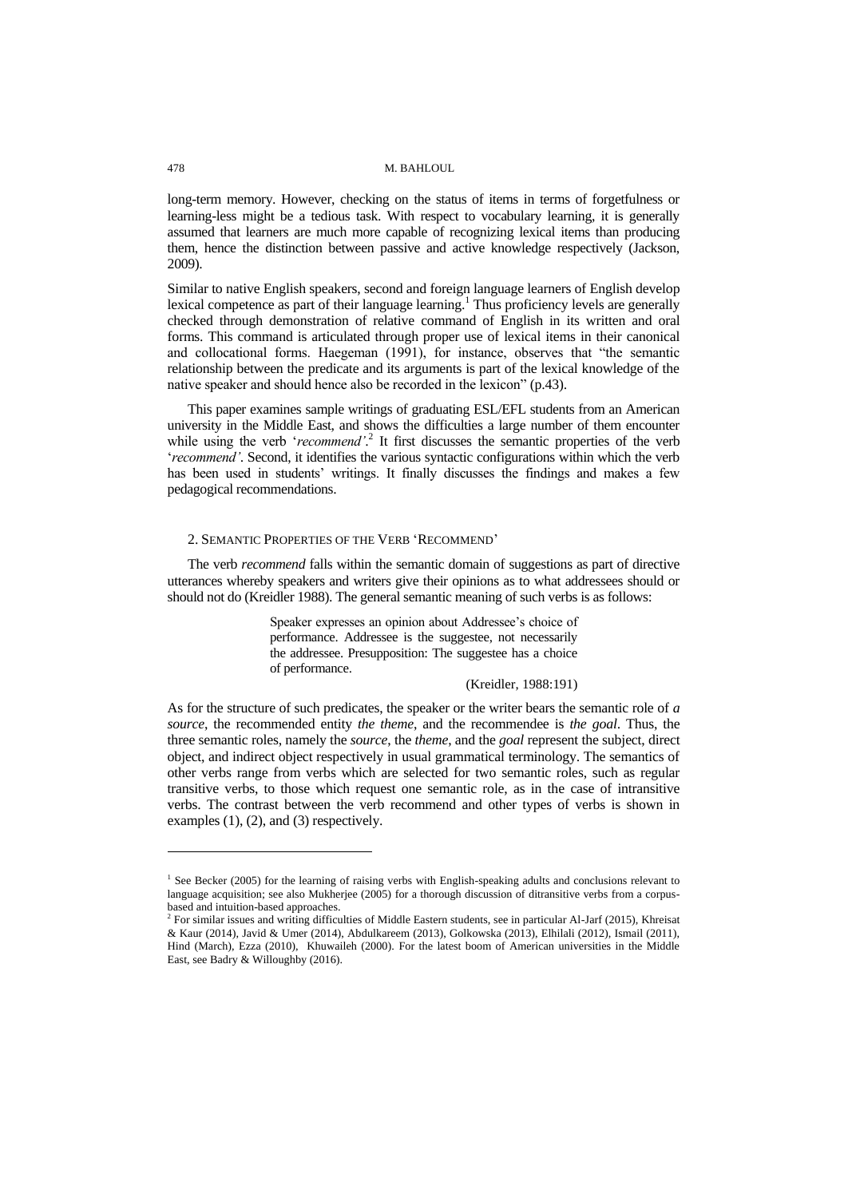long-term memory. However, checking on the status of items in terms of forgetfulness or learning-less might be a tedious task. With respect to vocabulary learning, it is generally assumed that learners are much more capable of recognizing lexical items than producing them, hence the distinction between passive and active knowledge respectively (Jackson, 2009).

Similar to native English speakers, second and foreign language learners of English develop lexical competence as part of their language learning.[1] Thus proficiency levels are generally checked through demonstration of relative command of English in its written and oral forms. This command is articulated through proper use of lexical items in their canonical and collocational forms. Haegeman (1991), for instance, observes that "the semantic relationship between the predicate and its arguments is part of the lexical knowledge of the native speaker and should hence also be recorded in the lexicon" (p.43).

This paper examines sample writings of graduating ESL/EFL students from an American university in the Middle East, and shows the difficulties a large number of them encounter while using the verb '*recommend'*.[2] It first discusses the semantic properties of the verb '*recommend'*. Second, it identifies the various syntactic configurations within which the verb has been used in students' writings. It finally discusses the findings and makes a few pedagogical recommendations.

## 2. Semantic Properties of the Verb 'Recommend'

The verb *recommend* falls within the semantic domain of suggestions as part of directive utterances whereby speakers and writers give their opinions as to what addressees should or should not do (Kreidler 1988). The general semantic meaning of such verbs is as follows:

> Speaker expresses an opinion about Addressee's choice of performance. Addressee is the suggestee, not necessarily the addressee. Presupposition: The suggestee has a choice of performance.
>
> (Kreidler, 1988:191)

As for the structure of such predicates, the speaker or the writer bears the semantic role of *a source*, the recommended entity *the theme*, and the recommendee is *the goal*. Thus, the three semantic roles, namely the *source*, the *theme*, and the *goal* represent the subject, direct object, and indirect object respectively in usual grammatical terminology. The semantics of other verbs range from verbs which are selected for two semantic roles, such as regular transitive verbs, to those which request one semantic role, as in the case of intransitive verbs. The contrast between the verb recommend and other types of verbs is shown in examples (1), (2), and (3) respectively.

---

[1] See Becker (2005) for the learning of raising verbs with English-speaking adults and conclusions relevant to language acquisition; see also Mukherjee (2005) for a thorough discussion of ditransitive verbs from a corpus-based and intuition-based approaches.

[2] For similar issues and writing difficulties of Middle Eastern students, see in particular Al-Jarf (2015), Khreisat & Kaur (2014), Javid & Umer (2014), Abdulkareem (2013), Golkowska (2013), Elhilali (2012), Ismail (2011), Hind (March), Ezza (2010), Khuwaileh (2000). For the latest boom of American universities in the Middle East, see Badry & Willoughby (2016).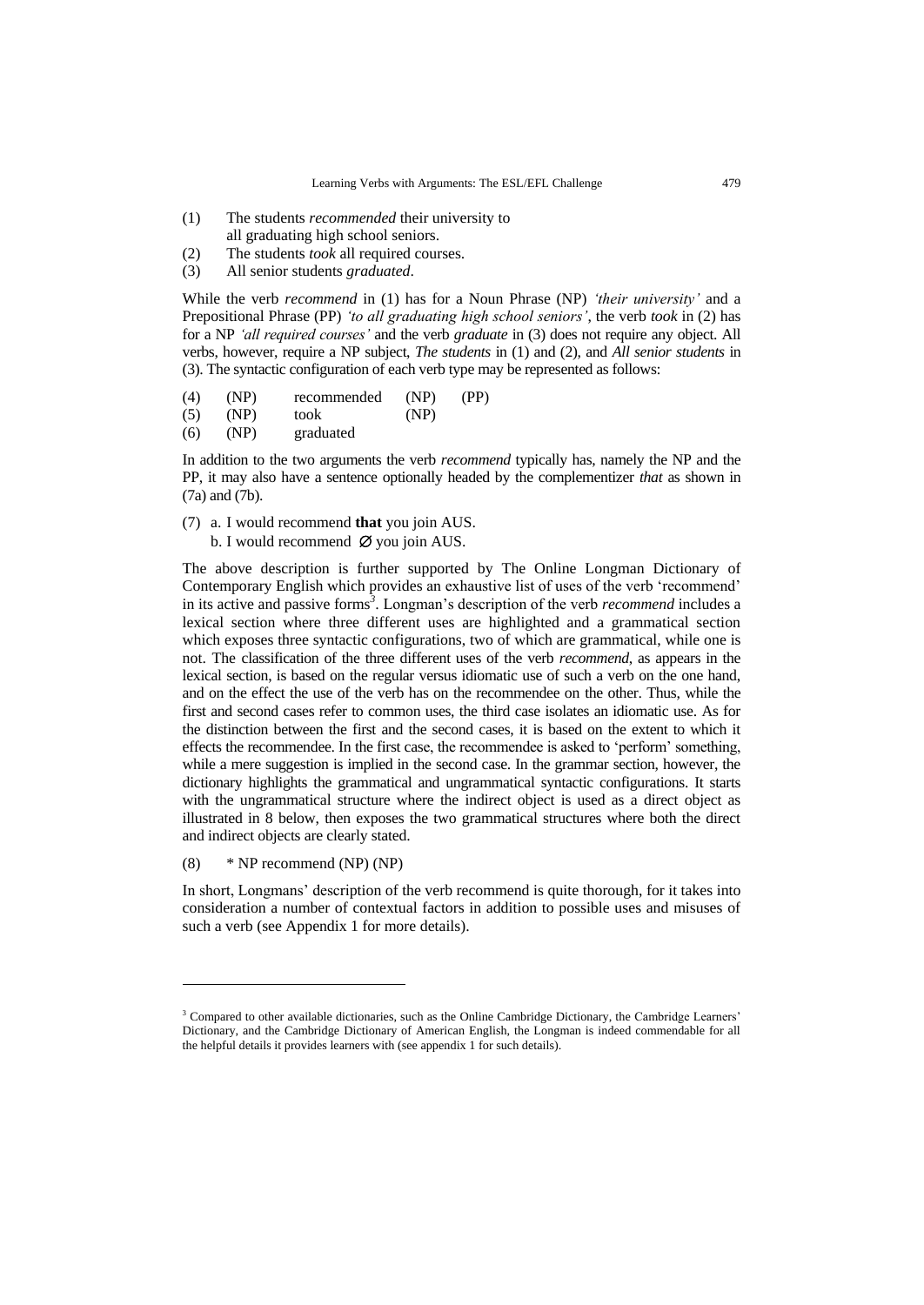(1) The students *recommended* their university to all graduating high school seniors.
(2) The students *took* all required courses.
(3) All senior students *graduated*.

While the verb *recommend* in (1) has for a Noun Phrase (NP) *'their university'* and a Prepositional Phrase (PP) *'to all graduating high school seniors'*, the verb *took* in (2) has for a NP *'all required courses'* and the verb *graduate* in (3) does not require any object. All verbs, however, require a NP subject, *The students* in (1) and (2), and *All senior students* in (3). The syntactic configuration of each verb type may be represented as follows:

| (4) | (NP) | recommended | (NP) | (PP) |
|---|---|---|---|---|
| (5) | (NP) | took | (NP) | |
| (6) | (NP) | graduated | | |

In addition to the two arguments the verb *recommend* typically has, namely the NP and the PP, it may also have a sentence optionally headed by the complementizer *that* as shown in (7a) and (7b).

(7) a. I would recommend **that** you join AUS.
    b. I would recommend ∅ you join AUS.

The above description is further supported by The Online Longman Dictionary of Contemporary English which provides an exhaustive list of uses of the verb 'recommend' in its active and passive forms[3]. Longman's description of the verb *recommend* includes a lexical section where three different uses are highlighted and a grammatical section which exposes three syntactic configurations, two of which are grammatical, while one is not. The classification of the three different uses of the verb *recommend*, as appears in the lexical section, is based on the regular versus idiomatic use of such a verb on the one hand, and on the effect the use of the verb has on the recommendee on the other. Thus, while the first and second cases refer to common uses, the third case isolates an idiomatic use. As for the distinction between the first and the second cases, it is based on the extent to which it effects the recommendee. In the first case, the recommendee is asked to 'perform' something, while a mere suggestion is implied in the second case. In the grammar section, however, the dictionary highlights the grammatical and ungrammatical syntactic configurations. It starts with the ungrammatical structure where the indirect object is used as a direct object as illustrated in 8 below, then exposes the two grammatical structures where both the direct and indirect objects are clearly stated.

(8) * NP recommend (NP) (NP)

In short, Longmans' description of the verb recommend is quite thorough, for it takes into consideration a number of contextual factors in addition to possible uses and misuses of such a verb (see Appendix 1 for more details).

---

[3] Compared to other available dictionaries, such as the Online Cambridge Dictionary, the Cambridge Learners' Dictionary, and the Cambridge Dictionary of American English, the Longman is indeed commendable for all the helpful details it provides learners with (see appendix 1 for such details).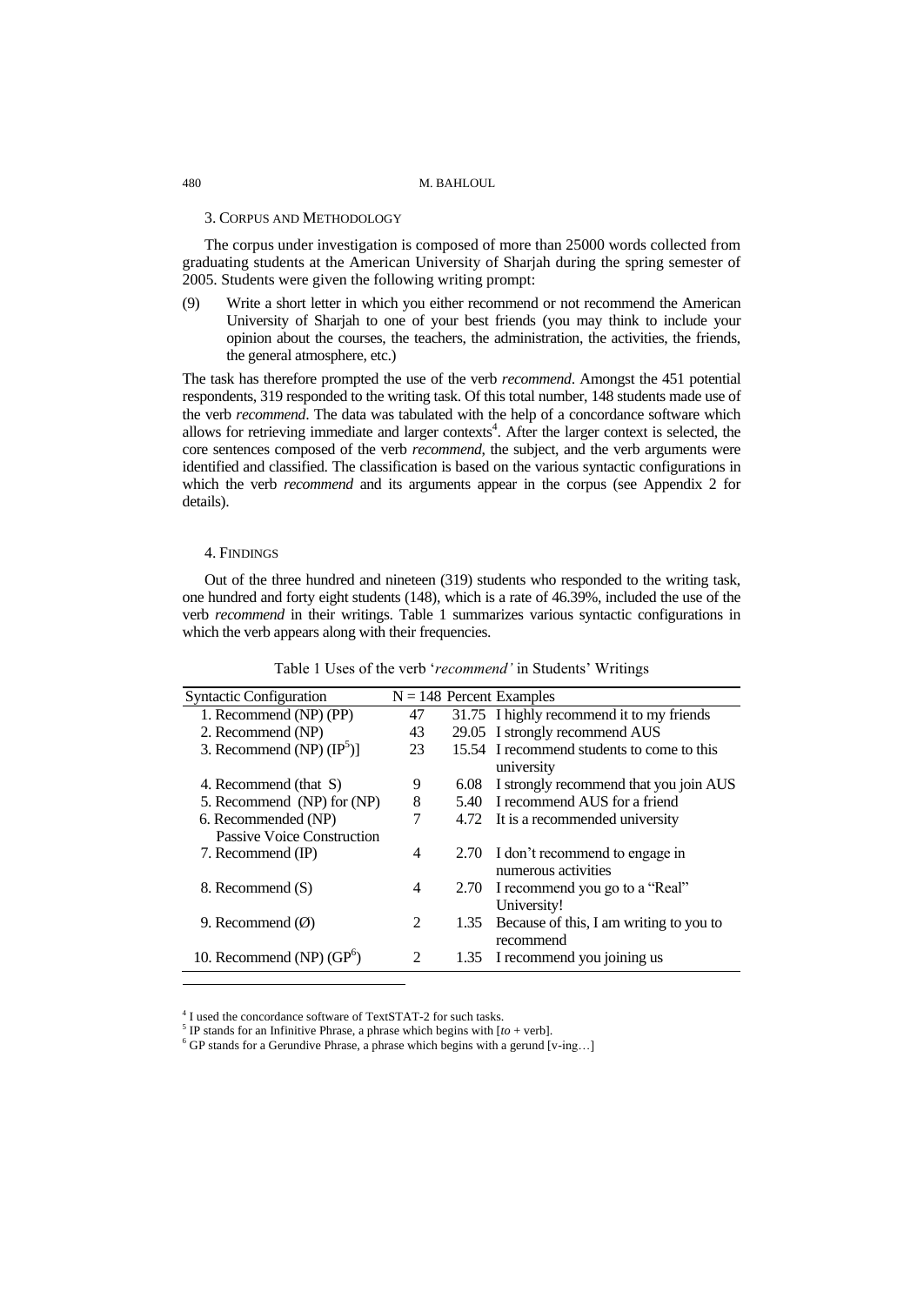## 3. Corpus and Methodology

The corpus under investigation is composed of more than 25000 words collected from graduating students at the American University of Sharjah during the spring semester of 2005. Students were given the following writing prompt:

(9) Write a short letter in which you either recommend or not recommend the American University of Sharjah to one of your best friends (you may think to include your opinion about the courses, the teachers, the administration, the activities, the friends, the general atmosphere, etc.)

The task has therefore prompted the use of the verb *recommend*. Amongst the 451 potential respondents, 319 responded to the writing task. Of this total number, 148 students made use of the verb *recommend*. The data was tabulated with the help of a concordance software which allows for retrieving immediate and larger contexts[4]. After the larger context is selected, the core sentences composed of the verb *recommend*, the subject, and the verb arguments were identified and classified. The classification is based on the various syntactic configurations in which the verb *recommend* and its arguments appear in the corpus (see Appendix 2 for details).

## 4. Findings

Out of the three hundred and nineteen (319) students who responded to the writing task, one hundred and forty eight students (148), which is a rate of 46.39%, included the use of the verb *recommend* in their writings. Table 1 summarizes various syntactic configurations in which the verb appears along with their frequencies.

Table 1 Uses of the verb '*recommend'* in Students' Writings

| Syntactic Configuration | N = 148 | Percent | Examples |
|---|---|---|---|
| 1. Recommend (NP) (PP) | 47 | 31.75 | I highly recommend it to my friends |
| 2. Recommend (NP) | 43 | 29.05 | I strongly recommend AUS |
| 3. Recommend (NP) (IP[5])] | 23 | 15.54 | I recommend students to come to this university |
| 4. Recommend (that S) | 9 | 6.08 | I strongly recommend that you join AUS |
| 5. Recommend (NP) for (NP) | 8 | 5.40 | I recommend AUS for a friend |
| 6. Recommended (NP) Passive Voice Construction | 7 | 4.72 | It is a recommended university |
| 7. Recommend (IP) | 4 | 2.70 | I don't recommend to engage in numerous activities |
| 8. Recommend (S) | 4 | 2.70 | I recommend you go to a "Real" University! |
| 9. Recommend (Ø) | 2 | 1.35 | Because of this, I am writing to you to recommend |
| 10. Recommend (NP) (GP[6]) | 2 | 1.35 | I recommend you joining us |

[4] I used the concordance software of TextSTAT-2 for such tasks.

[5] IP stands for an Infinitive Phrase, a phrase which begins with [*to* + verb].

[6] GP stands for a Gerundive Phrase, a phrase which begins with a gerund [v-ing…]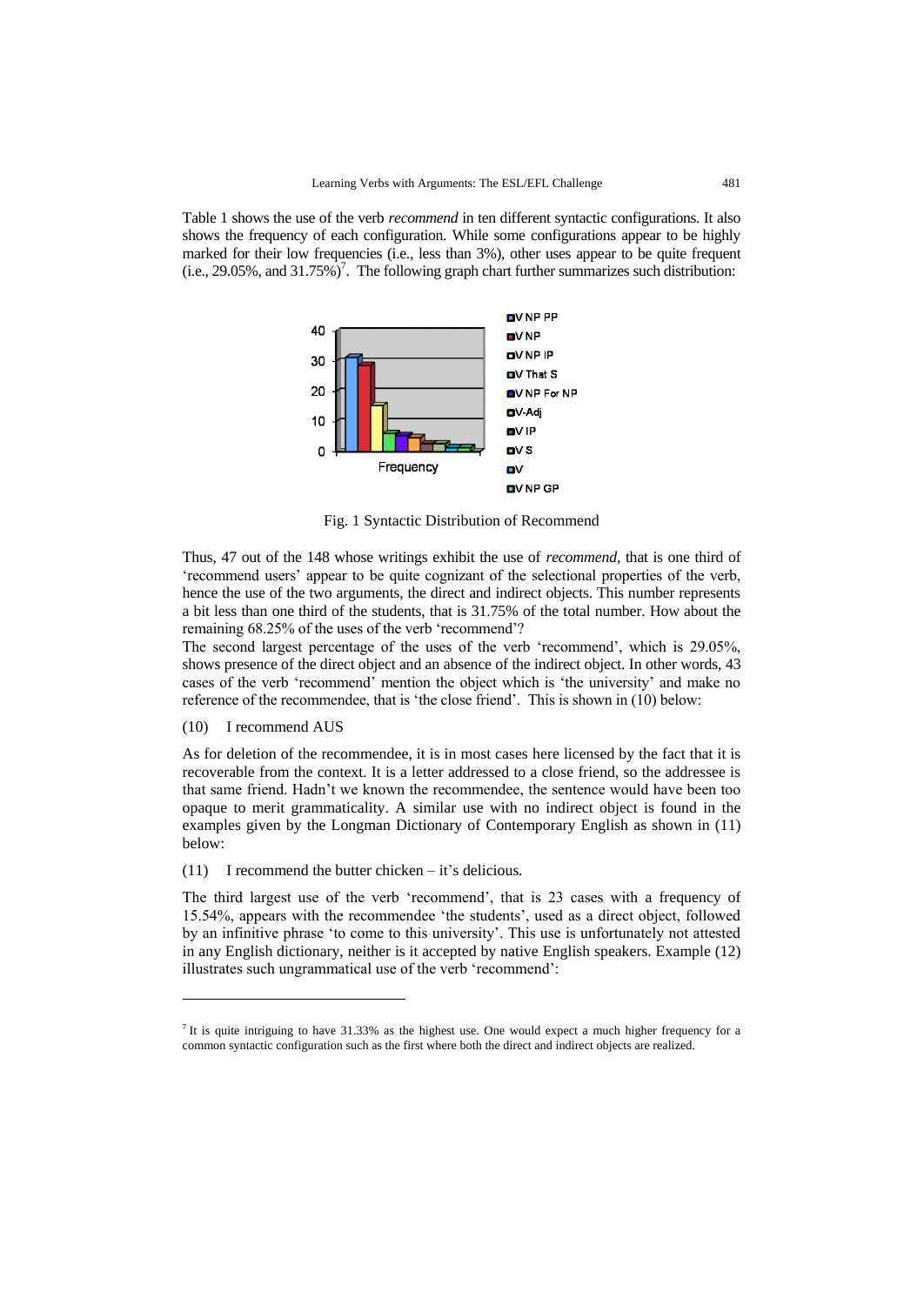Table 1 shows the use of the verb *recommend* in ten different syntactic configurations. It also shows the frequency of each configuration. While some configurations appear to be highly marked for their low frequencies (i.e., less than 3%), other uses appear to be quite frequent (i.e., 29.05%, and 31.75%)[7]. The following graph chart further summarizes such distribution:

Fig. 1 Syntactic Distribution of Recommend

Thus, 47 out of the 148 whose writings exhibit the use of *recommend*, that is one third of 'recommend users' appear to be quite cognizant of the selectional properties of the verb, hence the use of the two arguments, the direct and indirect objects. This number represents a bit less than one third of the students, that is 31.75% of the total number. How about the remaining 68.25% of the uses of the verb 'recommend'?

The second largest percentage of the uses of the verb 'recommend', which is 29.05%, shows presence of the direct object and an absence of the indirect object. In other words, 43 cases of the verb 'recommend' mention the object which is 'the university' and make no reference of the recommendee, that is 'the close friend'. This is shown in (10) below:

(10) I recommend AUS

As for deletion of the recommendee, it is in most cases here licensed by the fact that it is recoverable from the context. It is a letter addressed to a close friend, so the addressee is that same friend. Hadn't we known the recommendee, the sentence would have been too opaque to merit grammaticality. A similar use with no indirect object is found in the examples given by the Longman Dictionary of Contemporary English as shown in (11) below:

(11) I recommend the butter chicken – it's delicious.

The third largest use of the verb 'recommend', that is 23 cases with a frequency of 15.54%, appears with the recommendee 'the students', used as a direct object, followed by an infinitive phrase 'to come to this university'. This use is unfortunately not attested in any English dictionary, neither is it accepted by native English speakers. Example (12) illustrates such ungrammatical use of the verb 'recommend':

---

[7] It is quite intriguing to have 31.33% as the highest use. One would expect a much higher frequency for a common syntactic configuration such as the first where both the direct and indirect objects are realized.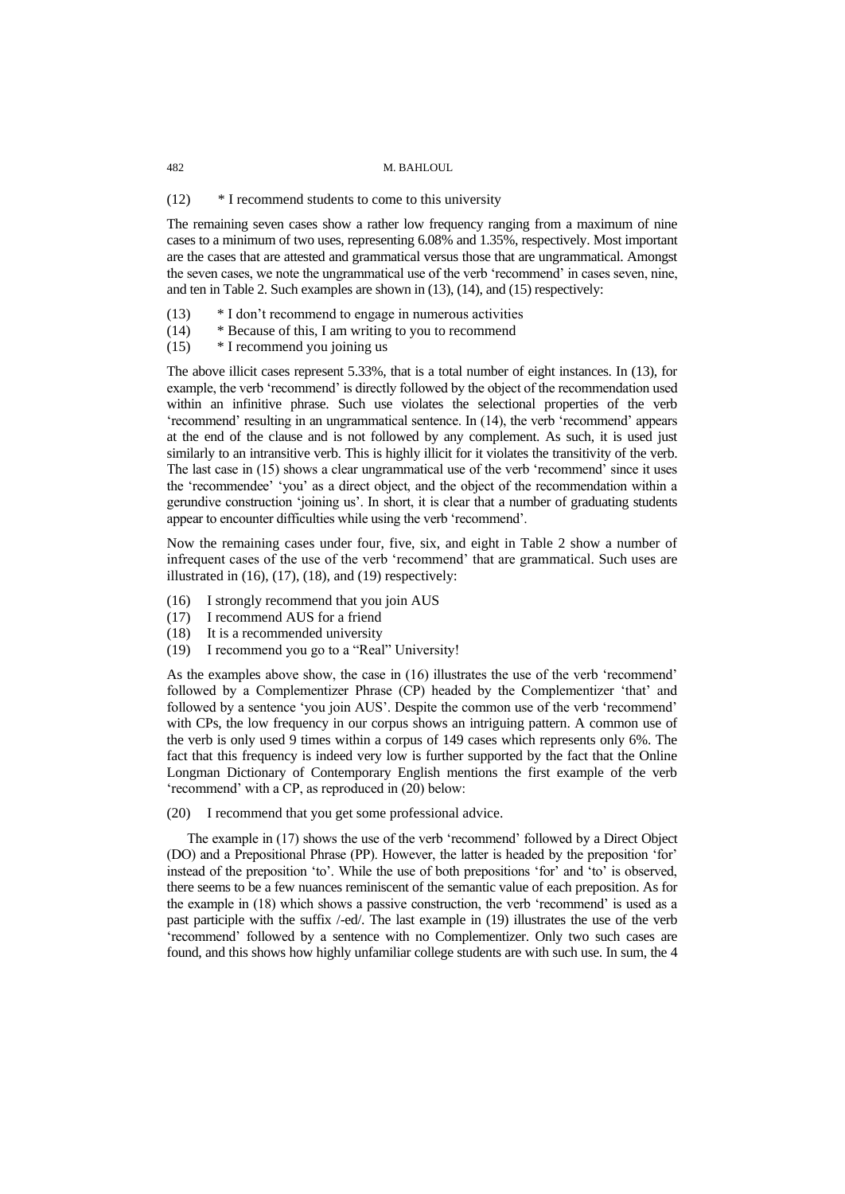(12)  * I recommend students to come to this university

The remaining seven cases show a rather low frequency ranging from a maximum of nine cases to a minimum of two uses, representing 6.08% and 1.35%, respectively. Most important are the cases that are attested and grammatical versus those that are ungrammatical. Amongst the seven cases, we note the ungrammatical use of the verb 'recommend' in cases seven, nine, and ten in Table 2. Such examples are shown in (13), (14), and (15) respectively:

(13)  * I don't recommend to engage in numerous activities
(14)  * Because of this, I am writing to you to recommend
(15)  * I recommend you joining us

The above illicit cases represent 5.33%, that is a total number of eight instances. In (13), for example, the verb 'recommend' is directly followed by the object of the recommendation used within an infinitive phrase. Such use violates the selectional properties of the verb 'recommend' resulting in an ungrammatical sentence. In (14), the verb 'recommend' appears at the end of the clause and is not followed by any complement. As such, it is used just similarly to an intransitive verb. This is highly illicit for it violates the transitivity of the verb. The last case in (15) shows a clear ungrammatical use of the verb 'recommend' since it uses the 'recommendee' 'you' as a direct object, and the object of the recommendation within a gerundive construction 'joining us'. In short, it is clear that a number of graduating students appear to encounter difficulties while using the verb 'recommend'.

Now the remaining cases under four, five, six, and eight in Table 2 show a number of infrequent cases of the use of the verb 'recommend' that are grammatical. Such uses are illustrated in (16), (17), (18), and (19) respectively:

(16)  I strongly recommend that you join AUS
(17)  I recommend AUS for a friend
(18)  It is a recommended university
(19)  I recommend you go to a "Real" University!

As the examples above show, the case in (16) illustrates the use of the verb 'recommend' followed by a Complementizer Phrase (CP) headed by the Complementizer 'that' and followed by a sentence 'you join AUS'. Despite the common use of the verb 'recommend' with CPs, the low frequency in our corpus shows an intriguing pattern. A common use of the verb is only used 9 times within a corpus of 149 cases which represents only 6%. The fact that this frequency is indeed very low is further supported by the fact that the Online Longman Dictionary of Contemporary English mentions the first example of the verb 'recommend' with a CP, as reproduced in (20) below:

(20)  I recommend that you get some professional advice.

The example in (17) shows the use of the verb 'recommend' followed by a Direct Object (DO) and a Prepositional Phrase (PP). However, the latter is headed by the preposition 'for' instead of the preposition 'to'. While the use of both prepositions 'for' and 'to' is observed, there seems to be a few nuances reminiscent of the semantic value of each preposition. As for the example in (18) which shows a passive construction, the verb 'recommend' is used as a past participle with the suffix /-ed/. The last example in (19) illustrates the use of the verb 'recommend' followed by a sentence with no Complementizer. Only two such cases are found, and this shows how highly unfamiliar college students are with such use. In sum, the 4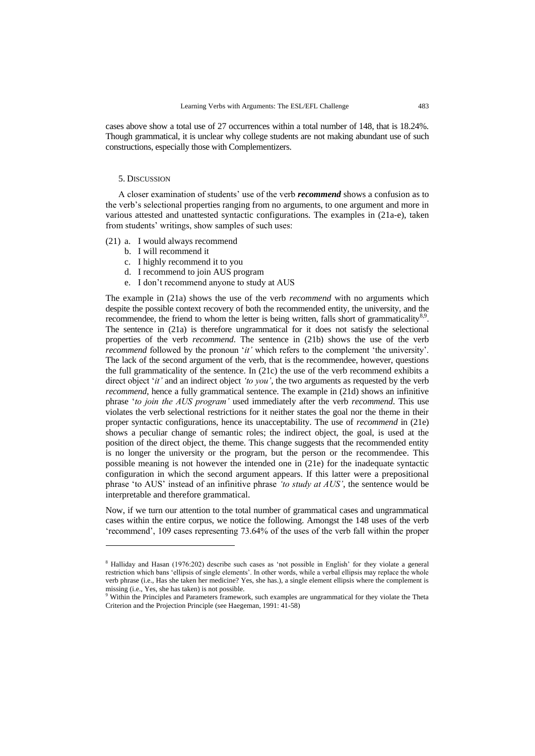cases above show a total use of 27 occurrences within a total number of 148, that is 18.24%. Though grammatical, it is unclear why college students are not making abundant use of such constructions, especially those with Complementizers.

## 5. Discussion

A closer examination of students' use of the verb ***recommend*** shows a confusion as to the verb's selectional properties ranging from no arguments, to one argument and more in various attested and unattested syntactic configurations. The examples in (21a-e), taken from students' writings, show samples of such uses:

(21) a. I would always recommend
b. I will recommend it
c. I highly recommend it to you
d. I recommend to join AUS program
e. I don't recommend anyone to study at AUS

The example in (21a) shows the use of the verb *recommend* with no arguments which despite the possible context recovery of both the recommended entity, the university, and the recommendee, the friend to whom the letter is being written, falls short of grammaticality[8,9]. The sentence in (21a) is therefore ungrammatical for it does not satisfy the selectional properties of the verb *recommend*. The sentence in (21b) shows the use of the verb *recommend* followed by the pronoun '*it'* which refers to the complement 'the university'. The lack of the second argument of the verb, that is the recommendee, however, questions the full grammaticality of the sentence. In (21c) the use of the verb recommend exhibits a direct object '*it'* and an indirect object *'to you'*, the two arguments as requested by the verb *recommend*, hence a fully grammatical sentence. The example in (21d) shows an infinitive phrase '*to join the AUS program'* used immediately after the verb *recommend*. This use violates the verb selectional restrictions for it neither states the goal nor the theme in their proper syntactic configurations, hence its unacceptability. The use of *recommend* in (21e) shows a peculiar change of semantic roles; the indirect object, the goal, is used at the position of the direct object, the theme. This change suggests that the recommended entity is no longer the university or the program, but the person or the recommendee. This possible meaning is not however the intended one in (21e) for the inadequate syntactic configuration in which the second argument appears. If this latter were a prepositional phrase 'to AUS' instead of an infinitive phrase *'to study at AUS'*, the sentence would be interpretable and therefore grammatical.

Now, if we turn our attention to the total number of grammatical cases and ungrammatical cases within the entire corpus, we notice the following. Amongst the 148 uses of the verb 'recommend', 109 cases representing 73.64% of the uses of the verb fall within the proper

---

[8] Halliday and Hasan (1976:202) describe such cases as 'not possible in English' for they violate a general restriction which bans 'ellipsis of single elements'. In other words, while a verbal ellipsis may replace the whole verb phrase (i.e., Has she taken her medicine? Yes, she has.), a single element ellipsis where the complement is missing (i.e., Yes, she has taken) is not possible.

[9] Within the Principles and Parameters framework, such examples are ungrammatical for they violate the Theta Criterion and the Projection Principle (see Haegeman, 1991: 41-58)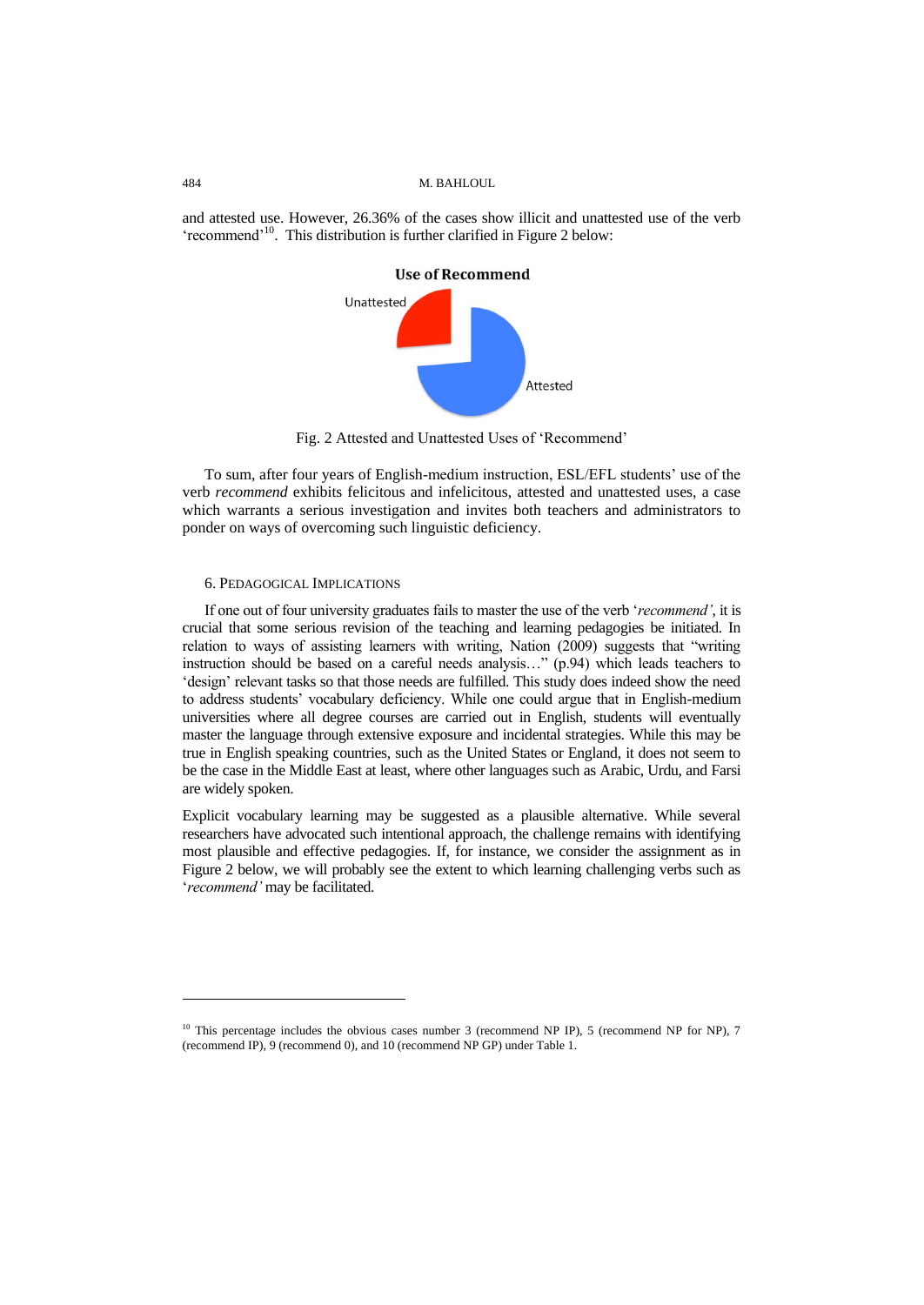and attested use. However, 26.36% of the cases show illicit and unattested use of the verb 'recommend'[10]. This distribution is further clarified in Figure 2 below:

Fig. 2 Attested and Unattested Uses of 'Recommend'

To sum, after four years of English-medium instruction, ESL/EFL students' use of the verb *recommend* exhibits felicitous and infelicitous, attested and unattested uses, a case which warrants a serious investigation and invites both teachers and administrators to ponder on ways of overcoming such linguistic deficiency.

## 6. Pedagogical Implications

If one out of four university graduates fails to master the use of the verb '*recommend'*, it is crucial that some serious revision of the teaching and learning pedagogies be initiated. In relation to ways of assisting learners with writing, Nation (2009) suggests that "writing instruction should be based on a careful needs analysis…" (p.94) which leads teachers to 'design' relevant tasks so that those needs are fulfilled. This study does indeed show the need to address students' vocabulary deficiency. While one could argue that in English-medium universities where all degree courses are carried out in English, students will eventually master the language through extensive exposure and incidental strategies. While this may be true in English speaking countries, such as the United States or England, it does not seem to be the case in the Middle East at least, where other languages such as Arabic, Urdu, and Farsi are widely spoken.

Explicit vocabulary learning may be suggested as a plausible alternative. While several researchers have advocated such intentional approach, the challenge remains with identifying most plausible and effective pedagogies. If, for instance, we consider the assignment as in Figure 2 below, we will probably see the extent to which learning challenging verbs such as '*recommend'* may be facilitated.

---

[10] This percentage includes the obvious cases number 3 (recommend NP IP), 5 (recommend NP for NP), 7 (recommend IP), 9 (recommend 0), and 10 (recommend NP GP) under Table 1.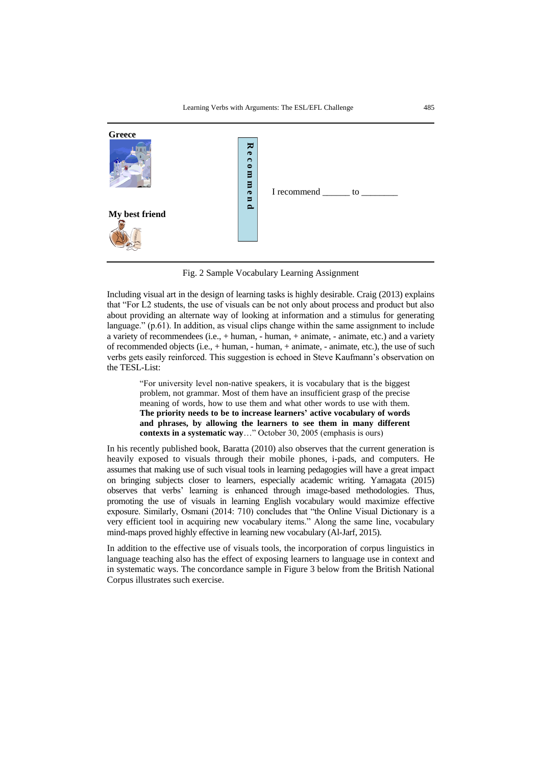**Greece**

**My best friend**

**Recommend**

I recommend ______ to ________

Fig. 2 Sample Vocabulary Learning Assignment

Including visual art in the design of learning tasks is highly desirable. Craig (2013) explains that "For L2 students, the use of visuals can be not only about process and product but also about providing an alternate way of looking at information and a stimulus for generating language." (p.61). In addition, as visual clips change within the same assignment to include a variety of recommendees (i.e., + human, - human, + animate, - animate, etc.) and a variety of recommended objects (i.e., + human, - human, + animate, - animate, etc.), the use of such verbs gets easily reinforced. This suggestion is echoed in Steve Kaufmann's observation on the TESL-List:

> "For university level non-native speakers, it is vocabulary that is the biggest problem, not grammar. Most of them have an insufficient grasp of the precise meaning of words, how to use them and what other words to use with them. **The priority needs to be to increase learners' active vocabulary of words and phrases, by allowing the learners to see them in many different contexts in a systematic way**…" October 30, 2005 (emphasis is ours)

In his recently published book, Baratta (2010) also observes that the current generation is heavily exposed to visuals through their mobile phones, i-pads, and computers. He assumes that making use of such visual tools in learning pedagogies will have a great impact on bringing subjects closer to learners, especially academic writing. Yamagata (2015) observes that verbs' learning is enhanced through image-based methodologies. Thus, promoting the use of visuals in learning English vocabulary would maximize effective exposure. Similarly, Osmani (2014: 710) concludes that "the Online Visual Dictionary is a very efficient tool in acquiring new vocabulary items." Along the same line, vocabulary mind-maps proved highly effective in learning new vocabulary (Al-Jarf, 2015).

In addition to the effective use of visuals tools, the incorporation of corpus linguistics in language teaching also has the effect of exposing learners to language use in context and in systematic ways. The concordance sample in Figure 3 below from the British National Corpus illustrates such exercise.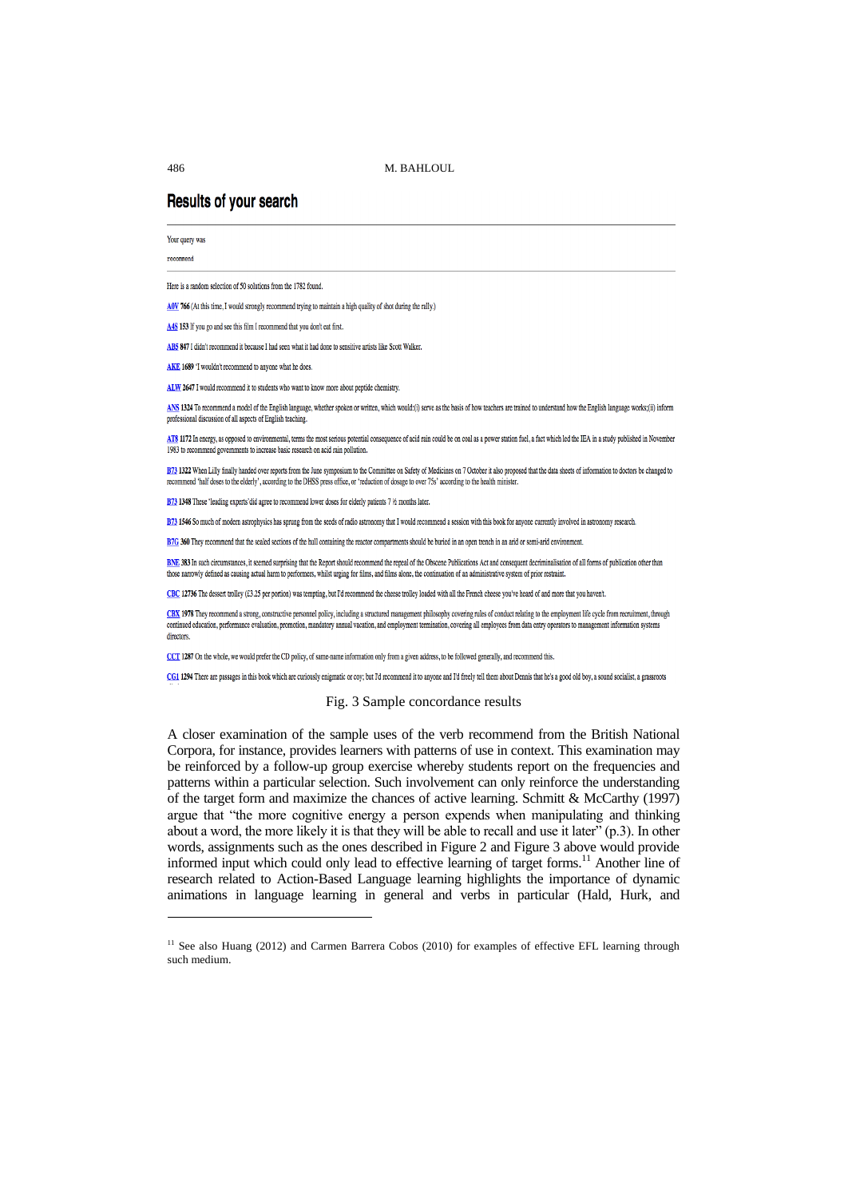## Results of your search

Your query was

recommend

Here is a random selection of 50 solutions from the 1782 found.

A0V 766 (At this time, I would strongly recommend trying to maintain a high quality of shot during the rally.)

A4S 153 If you go and see this film I recommend that you don't eat first.

AB5 847 I didn't recommend it because I had seen what it had done to sensitive artists like Scott Walker.

AKE 1689 'I wouldn't recommend to anyone what he does.

ALW 2647 I would recommend it to students who want to know more about peptide chemistry.

ANS 1324 To recommend a model of the English language, whether spoken or written, which would:(i) serve as the basis of how teachers are trained to understand how the English language works;(ii) inform professional discussion of all aspects of English teaching.

AT8 1172 In energy, as opposed to environmental, terms the most serious potential consequence of acid rain could be on coal as a power station fuel, a fact which led the IEA in a study published in November 1983 to recommend governments to increase basic research on acid rain pollution.

B73 1322 When Lilly finally handed over reports from the June symposium to the Committee on Safety of Medicines on 7 October it also proposed that the data sheets of information to doctors be changed to recommend 'half doses to the elderly', according to the DHSS press office, or 'reduction of dosage to over 75s' according to the health minister.

B73 1348 These 'leading experts' did agree to recommend lower doses for elderly patients 7 ½ months later.

B73 1546 So much of modern astrophysics has sprung from the seeds of radio astronomy that I would recommend a session with this book for anyone currently involved in astronomy research.

B7G 360 They recommend that the sealed sections of the hull containing the reactor compartments should be buried in an open trench in an arid or semi-arid environment.

BNE 383 In such circumstances, it seemed surprising that the Report should recommend the repeal of the Obscene Publications Act and consequent decriminalisation of all forms of publication other than those narrowly defined as causing actual harm to performers, whilst urging for films, and films alone, the continuation of an administrative system of prior restraint.

CBC 12736 The dessert trolley (£3.25 per portion) was tempting, but I'd recommend the cheese trolley loaded with all the French cheese you've heard of and more that you haven't.

CBX 1978 They recommend a strong, constructive personnel policy, including a structured management philosophy covering rules of conduct relating to the employment life cycle from recruitment, through continued education, performance evaluation, promotion, mandatory annual vacation, and employment termination, covering all employees from data entry operators to management information systems directors.

CCT 1287 On the whole, we would prefer the CD policy, of same-name information only from a given address, to be followed generally, and recommend this.

CG1 1294 There are passages in this book which are curiously enigmatic or coy; but I'd recommend it to anyone and I'd freely tell them about Dennis that he's a good old boy, a sound socialist, a grassroots

Fig. 3 Sample concordance results

A closer examination of the sample uses of the verb recommend from the British National Corpora, for instance, provides learners with patterns of use in context. This examination may be reinforced by a follow-up group exercise whereby students report on the frequencies and patterns within a particular selection. Such involvement can only reinforce the understanding of the target form and maximize the chances of active learning. Schmitt & McCarthy (1997) argue that "the more cognitive energy a person expends when manipulating and thinking about a word, the more likely it is that they will be able to recall and use it later" (p.3). In other words, assignments such as the ones described in Figure 2 and Figure 3 above would provide informed input which could only lead to effective learning of target forms.[11] Another line of research related to Action-Based Language learning highlights the importance of dynamic animations in language learning in general and verbs in particular (Hald, Hurk, and

[11] See also Huang (2012) and Carmen Barrera Cobos (2010) for examples of effective EFL learning through such medium.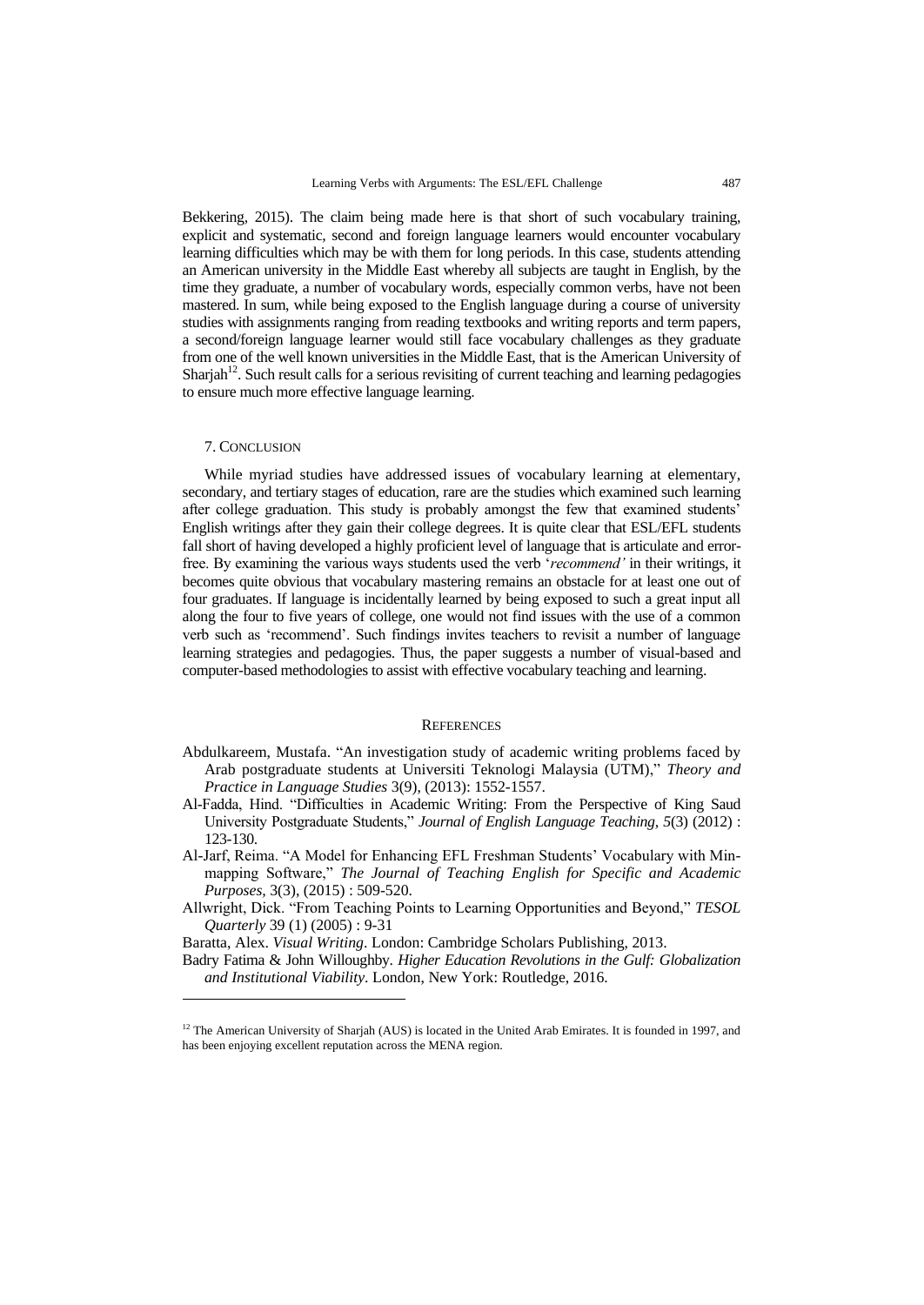Bekkering, 2015). The claim being made here is that short of such vocabulary training, explicit and systematic, second and foreign language learners would encounter vocabulary learning difficulties which may be with them for long periods. In this case, students attending an American university in the Middle East whereby all subjects are taught in English, by the time they graduate, a number of vocabulary words, especially common verbs, have not been mastered. In sum, while being exposed to the English language during a course of university studies with assignments ranging from reading textbooks and writing reports and term papers, a second/foreign language learner would still face vocabulary challenges as they graduate from one of the well known universities in the Middle East, that is the American University of Sharjah[12]. Such result calls for a serious revisiting of current teaching and learning pedagogies to ensure much more effective language learning.

## 7. Conclusion

While myriad studies have addressed issues of vocabulary learning at elementary, secondary, and tertiary stages of education, rare are the studies which examined such learning after college graduation. This study is probably amongst the few that examined students' English writings after they gain their college degrees. It is quite clear that ESL/EFL students fall short of having developed a highly proficient level of language that is articulate and error-free. By examining the various ways students used the verb '*recommend'* in their writings, it becomes quite obvious that vocabulary mastering remains an obstacle for at least one out of four graduates. If language is incidentally learned by being exposed to such a great input all along the four to five years of college, one would not find issues with the use of a common verb such as 'recommend'. Such findings invites teachers to revisit a number of language learning strategies and pedagogies. Thus, the paper suggests a number of visual-based and computer-based methodologies to assist with effective vocabulary teaching and learning.

## References

Abdulkareem, Mustafa. "An investigation study of academic writing problems faced by Arab postgraduate students at Universiti Teknologi Malaysia (UTM)," *Theory and Practice in Language Studies* 3(9), (2013): 1552-1557.

Al-Fadda, Hind. "Difficulties in Academic Writing: From the Perspective of King Saud University Postgraduate Students," *Journal of English Language Teaching, 5*(3) (2012) : 123-130.

Al-Jarf, Reima. "A Model for Enhancing EFL Freshman Students' Vocabulary with Min-mapping Software," *The Journal of Teaching English for Specific and Academic Purposes,* 3(3), (2015) : 509-520.

Allwright, Dick. "From Teaching Points to Learning Opportunities and Beyond," *TESOL Quarterly* 39 (1) (2005) : 9-31

Baratta, Alex. *Visual Writing*. London: Cambridge Scholars Publishing, 2013.

Badry Fatima & John Willoughby. *Higher Education Revolutions in the Gulf: Globalization and Institutional Viability*. London, New York: Routledge, 2016.

---

[12] The American University of Sharjah (AUS) is located in the United Arab Emirates. It is founded in 1997, and has been enjoying excellent reputation across the MENA region.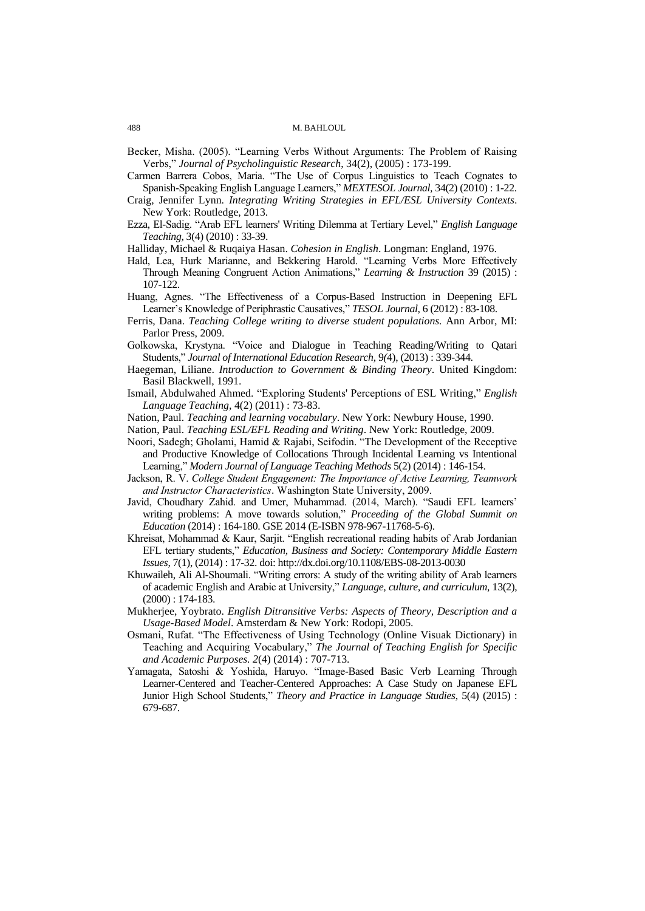Becker, Misha. (2005). "Learning Verbs Without Arguments: The Problem of Raising Verbs," *Journal of Psycholinguistic Research*, 34(2), (2005) : 173-199.

Carmen Barrera Cobos, Maria. "The Use of Corpus Linguistics to Teach Cognates to Spanish-Speaking English Language Learners," *MEXTESOL Journal,* 34(2) (2010) : 1-22.

Craig, Jennifer Lynn. *Integrating Writing Strategies in EFL/ESL University Contexts*. New York: Routledge, 2013.

Ezza, El-Sadig. "Arab EFL learners' Writing Dilemma at Tertiary Level," *English Language Teaching,* 3(4) (2010) : 33-39.

Halliday, Michael & Ruqaiya Hasan. *Cohesion in English*. Longman: England, 1976.

Hald, Lea, Hurk Marianne, and Bekkering Harold. "Learning Verbs More Effectively Through Meaning Congruent Action Animations," *Learning & Instruction* 39 (2015) : 107-122.

Huang, Agnes. "The Effectiveness of a Corpus-Based Instruction in Deepening EFL Learner's Knowledge of Periphrastic Causatives," *TESOL Journal,* 6 (2012) : 83-108.

Ferris, Dana. *Teaching College writing to diverse student populations.* Ann Arbor, MI: Parlor Press, 2009.

Golkowska, Krystyna. "Voice and Dialogue in Teaching Reading/Writing to Qatari Students," *Journal of International Education Research,* 9(4), (2013) : 339-344.

Haegeman, Liliane. *Introduction to Government & Binding Theory*. United Kingdom: Basil Blackwell, 1991.

Ismail, Abdulwahed Ahmed. "Exploring Students' Perceptions of ESL Writing," *English Language Teaching,* 4(2) (2011) : 73-83.

Nation, Paul. *Teaching and learning vocabulary*. New York: Newbury House, 1990.

Nation, Paul. *Teaching ESL/EFL Reading and Writing*. New York: Routledge, 2009.

Noori, Sadegh; Gholami, Hamid & Rajabi, Seifodin. "The Development of the Receptive and Productive Knowledge of Collocations Through Incidental Learning vs Intentional Learning," *Modern Journal of Language Teaching Methods* 5(2) (2014) : 146-154.

Jackson, R. V. *College Student Engagement: The Importance of Active Learning, Teamwork and Instructor Characteristics*. Washington State University, 2009.

Javid, Choudhary Zahid. and Umer, Muhammad. (2014, March). "Saudi EFL learners' writing problems: A move towards solution," *Proceeding of the Global Summit on Education* (2014) : 164-180. GSE 2014 (E-ISBN 978-967-11768-5-6).

Khreisat, Mohammad & Kaur, Sarjit. "English recreational reading habits of Arab Jordanian EFL tertiary students," *Education, Business and Society: Contemporary Middle Eastern Issues,* 7(1), (2014) : 17-32. doi: http://dx.doi.org/10.1108/EBS-08-2013-0030

Khuwaileh, Ali Al-Shoumali. "Writing errors: A study of the writing ability of Arab learners of academic English and Arabic at University," *Language, culture, and curriculum,* 13(2), (2000) : 174-183.

Mukherjee, Yoybrato. *English Ditransitive Verbs: Aspects of Theory, Description and a Usage-Based Model*. Amsterdam & New York: Rodopi, 2005.

Osmani, Rufat. "The Effectiveness of Using Technology (Online Visuak Dictionary) in Teaching and Acquiring Vocabulary," *The Journal of Teaching English for Specific and Academic Purposes. 2*(4) (2014) : 707-713.

Yamagata, Satoshi & Yoshida, Haruyo. "Image-Based Basic Verb Learning Through Learner-Centered and Teacher-Centered Approaches: A Case Study on Japanese EFL Junior High School Students," *Theory and Practice in Language Studies*, 5(4) (2015) : 679-687.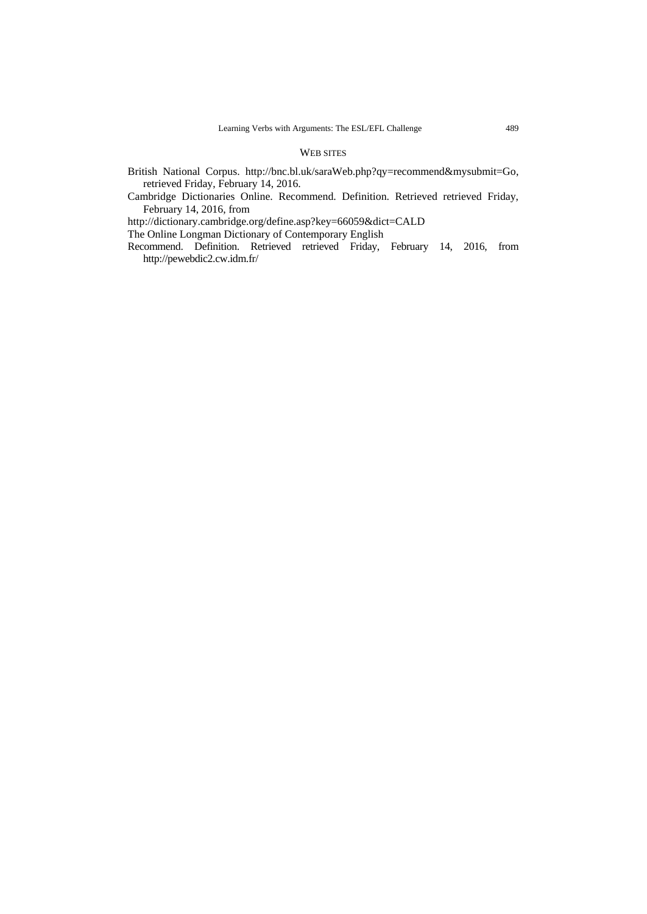## WEB SITES

British National Corpus. http://bnc.bl.uk/saraWeb.php?qy=recommend&mysubmit=Go, retrieved Friday, February 14, 2016.

Cambridge Dictionaries Online. Recommend. Definition. Retrieved retrieved Friday, February 14, 2016, from

http://dictionary.cambridge.org/define.asp?key=66059&dict=CALD

The Online Longman Dictionary of Contemporary English

Recommend. Definition. Retrieved retrieved Friday, February 14, 2016, from http://pewebdic2.cw.idm.fr/